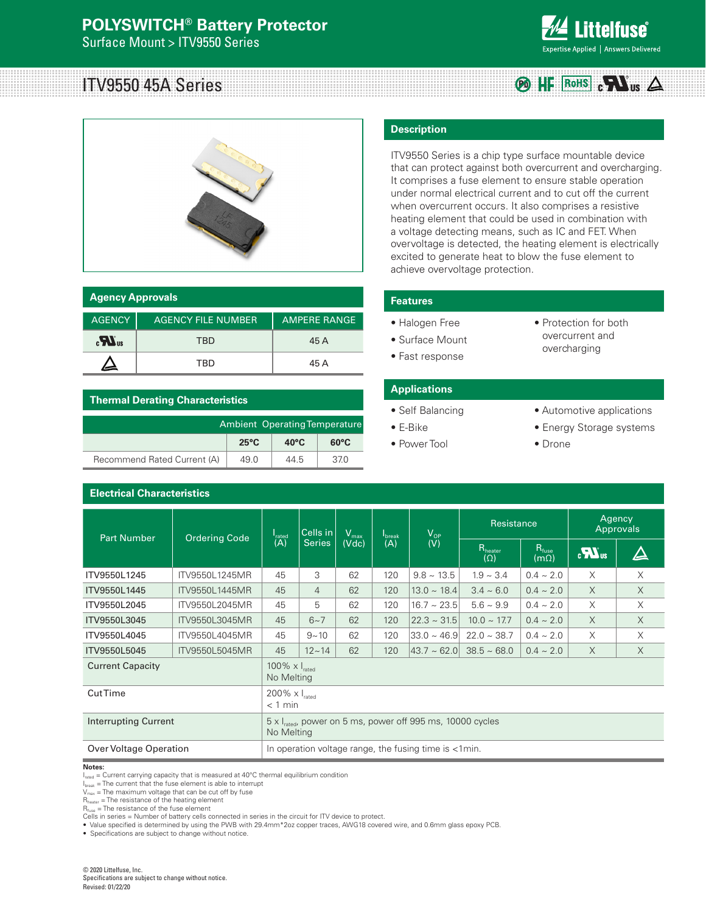# POLYSWITCH® Battery Protector

Surface Mount > ITV9550 Series

## ITV9550 45A Series

## Agency Approvals

| AGENCY | AGENCY FILE NUMBER | AMPERE RANGE |
|---|---|---|
| cULus | TBD | 45 A |
| △ | TBD | 45 A |

## Thermal Derating Characteristics

| | Ambient Operating Temperature | | |
|---|---|---|---|
| | **25°C** | **40°C** | **60°C** |
| Recommend Rated Current (A) | 49.0 | 44.5 | 37.0 |

## Description

ITV9550 Series is a chip type surface mountable device that can protect against both overcurrent and overcharging. It comprises a fuse element to ensure stable operation under normal electrical current and to cut off the current when overcurrent occurs. It also comprises a resistive heating element that could be used in combination with a voltage detecting means, such as IC and FET. When overvoltage is detected, the heating element is electrically excited to generate heat to blow the fuse element to achieve overvoltage protection.

## Features

- Halogen Free
- Surface Mount
- Fast response
- Protection for both overcurrent and overcharging

## Applications

- Self Balancing
- E-Bike
- Power Tool
- Automotive applications
- Energy Storage systems
- Drone

## Electrical Characteristics

| Part Number | Ordering Code | $I_{rated}$ (A) | Cells in Series | $V_{max}$ (Vdc) | $I_{break}$ (A) | $V_{OP}$ (V) | Resistance | | Agency Approvals | |
|---|---|---|---|---|---|---|---|---|---|---|
| | | | | | | | $R_{heater}$ (Ω) | $R_{fuse}$ (mΩ) | cULus | △ |
| ITV9550L1245 | ITV9550L1245MR | 45 | 3 | 62 | 120 | 9.8 ~ 13.5 | 1.9 ~ 3.4 | 0.4 ~ 2.0 | X | X |
| ITV9550L1445 | ITV9550L1445MR | 45 | 4 | 62 | 120 | 13.0 ~ 18.4 | 3.4 ~ 6.0 | 0.4 ~ 2.0 | X | X |
| ITV9550L2045 | ITV9550L2045MR | 45 | 5 | 62 | 120 | 16.7 ~ 23.5 | 5.6 ~ 9.9 | 0.4 ~ 2.0 | X | X |
| ITV9550L3045 | ITV9550L3045MR | 45 | 6~7 | 62 | 120 | 22.3 ~ 31.5 | 10.0 ~ 17.7 | 0.4 ~ 2.0 | X | X |
| ITV9550L4045 | ITV9550L4045MR | 45 | 9~10 | 62 | 120 | 33.0 ~ 46.9 | 22.0 ~ 38.7 | 0.4 ~ 2.0 | X | X |
| ITV9550L5045 | ITV9550L5045MR | 45 | 12~14 | 62 | 120 | 43.7 ~ 62.0 | 38.5 ~ 68.0 | 0.4 ~ 2.0 | X | X |
| Current Capacity | | 100% x $I_{rated}$ No Melting | | | | | | | | |
| Cut Time | | 200% x $I_{rated}$ < 1 min | | | | | | | | |
| Interrupting Current | | 5 x $I_{rated}$, power on 5 ms, power off 995 ms, 10000 cycles No Melting | | | | | | | | |
| Over Voltage Operation | | In operation voltage range, the fusing time is <1min. | | | | | | | | |

**Notes:**

$I_{rated}$ = Current carrying capacity that is measured at 40°C thermal equilibrium condition
$I_{break}$ = The current that the fuse element is able to interrupt
$V_{max}$ = The maximum voltage that can be cut off by fuse
$R_{heater}$ = The resistance of the heating element
$R_{fuse}$ = The resistance of the fuse element
Cells in series = Number of battery cells connected in series in the circuit for ITV device to protect.

- Value specified is determined by using the PWB with 29.4mm*2oz copper traces, AWG18 covered wire, and 0.6mm glass epoxy PCB.
- Specifications are subject to change without notice.

© 2020 Littelfuse, Inc.
Specifications are subject to change without notice.
Revised: 01/22/20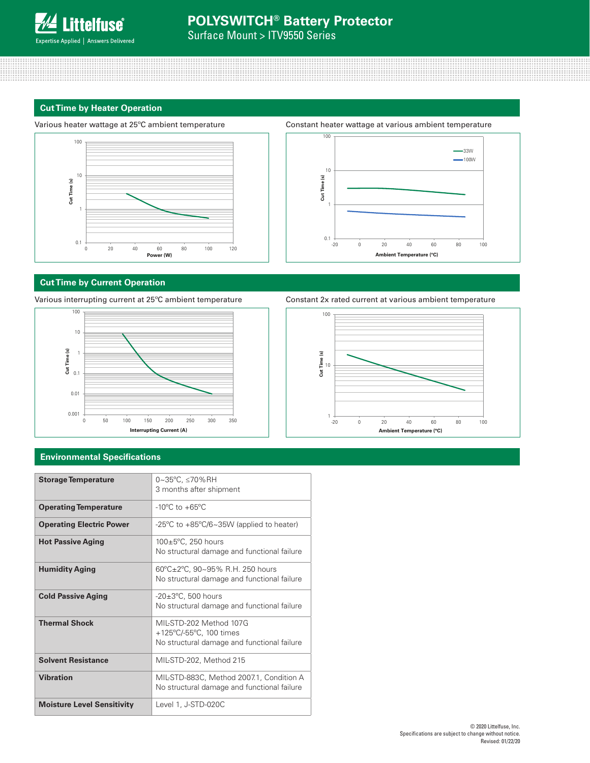## Cut Time by Heater Operation

Various heater wattage at 25℃ ambient temperature

100
10
1
0.1
Cut Time (s)
0
20
40
60
80
100
120
Power (W)

Constant heater wattage at various ambient temperature

100
10
1
0.1
Cut Time (s)
-20
0
20
40
60
80
100
Ambient Temperature (°C)
33W
100W

## Cut Time by Current Operation

Various interrupting current at 25℃ ambient temperature

100
10
1
0.1
0.01
0.001
Cut Time (s)
0
50
100
150
200
250
300
350
Interrupting Current (A)

Constant 2x rated current at various ambient temperature

100
10
1
Cut Time (s)
-20
0
20
40
60
80
100
Ambient Temperature (°C)

## Environmental Specifications

| | |
|---|---|
| **Storage Temperature** | 0~35℃, ≤70%RH<br>3 months after shipment |
| **Operating Temperature** | -10℃ to +65℃ |
| **Operating Electric Power** | -25℃ to +85℃/6~35W (applied to heater) |
| **Hot Passive Aging** | 100±5℃, 250 hours<br>No structural damage and functional failure |
| **Humidity Aging** | 60℃±2℃, 90~95% R.H. 250 hours<br>No structural damage and functional failure |
| **Cold Passive Aging** | -20±3℃, 500 hours<br>No structural damage and functional failure |
| **Thermal Shock** | MIL-STD-202 Method 107G<br>+125℃/-55℃, 100 times<br>No structural damage and functional failure |
| **Solvent Resistance** | MIL-STD-202, Method 215 |
| **Vibration** | MIL-STD-883C, Method 2007.1, Condition A<br>No structural damage and functional failure |
| **Moisture Level Sensitivity** | Level 1, J-STD-020C |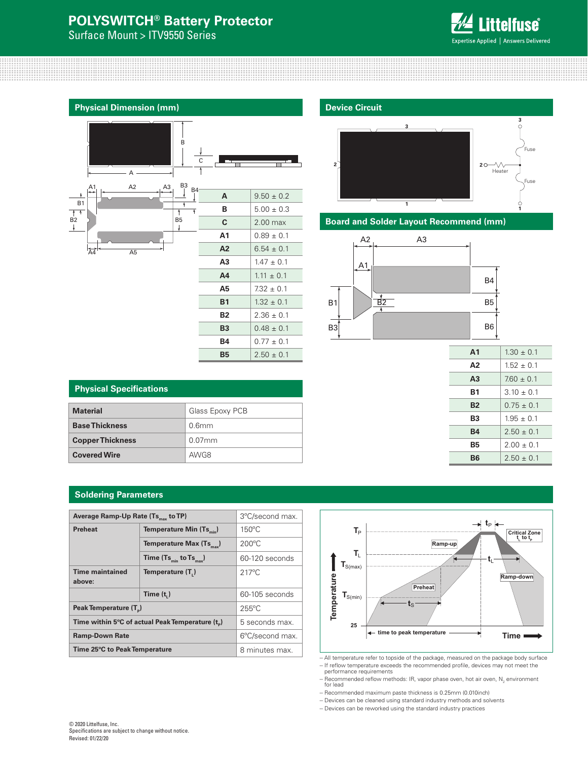## Physical Dimension (mm)

| | |
|---|---|
| A | 9.50 ± 0.2 |
| B | 5.00 ± 0.3 |
| C | 2.00 max |
| A1 | 0.89 ± 0.1 |
| A2 | 6.54 ± 0.1 |
| A3 | 1.47 ± 0.1 |
| A4 | 1.11 ± 0.1 |
| A5 | 7.32 ± 0.1 |
| B1 | 1.32 ± 0.1 |
| B2 | 2.36 ± 0.1 |
| B3 | 0.48 ± 0.1 |
| B4 | 0.77 ± 0.1 |
| B5 | 2.50 ± 0.1 |

## Device Circuit

3
Fuse
2
Heater
Fuse
1

## Board and Solder Layout Recommend (mm)

| | |
|---|---|
| A1 | 1.30 ± 0.1 |
| A2 | 1.52 ± 0.1 |
| A3 | 7.60 ± 0.1 |
| B1 | 3.10 ± 0.1 |
| B2 | 0.75 ± 0.1 |
| B3 | 1.95 ± 0.1 |
| B4 | 2.50 ± 0.1 |
| B5 | 2.00 ± 0.1 |
| B6 | 2.50 ± 0.1 |

## Physical Specifications

| | |
|---|---|
| **Material** | Glass Epoxy PCB |
| **Base Thickness** | 0.6mm |
| **Copper Thickness** | 0.07mm |
| **Covered Wire** | AWG8 |

## Soldering Parameters

| | | |
|---|---|---|
| **Average Ramp-Up Rate ($Ts_{max}$ to TP)** | | 3°C/second max. |
| **Preheat** | **Temperature Min ($Ts_{min}$)** | 150°C |
| | **Temperature Max ($Ts_{max}$)** | 200°C |
| | **Time ($Ts_{min}$ to $Ts_{max}$)** | 60-120 seconds |
| **Time maintained above:** | **Temperature ($T_L$)** | 217°C |
| | **Time ($t_L$)** | 60-105 seconds |
| **Peak Temperature ($T_P$)** | | 255°C |
| **Time within 5°C of actual Peak Temperature ($t_p$)** | | 5 seconds max. |
| **Ramp-Down Rate** | | 6°C/second max. |
| **Time 25°C to Peak Temperature** | | 8 minutes max. |

$T_P$
$t_P$
Critical Zone $t_L$ to $t_P$
Ramp-up
$T_L$
$t_L$
$T_{S(max)}$
Ramp-down
Preheat
$T_{S(min)}$
$t_S$
25
time to peak temperature
Temperature
Time

- All temperature refer to topside of the package, measured on the package body surface
- If reflow temperature exceeds the recommended profile, devices may not meet the performance requirements
- Recommended reflow methods: IR, vapor phase oven, hot air oven, $N_2$ environment for lead
- Recommended maximum paste thickness is 0.25mm (0.010inch)
- Devices can be cleaned using standard industry methods and solvents
- Devices can be reworked using the standard industry practices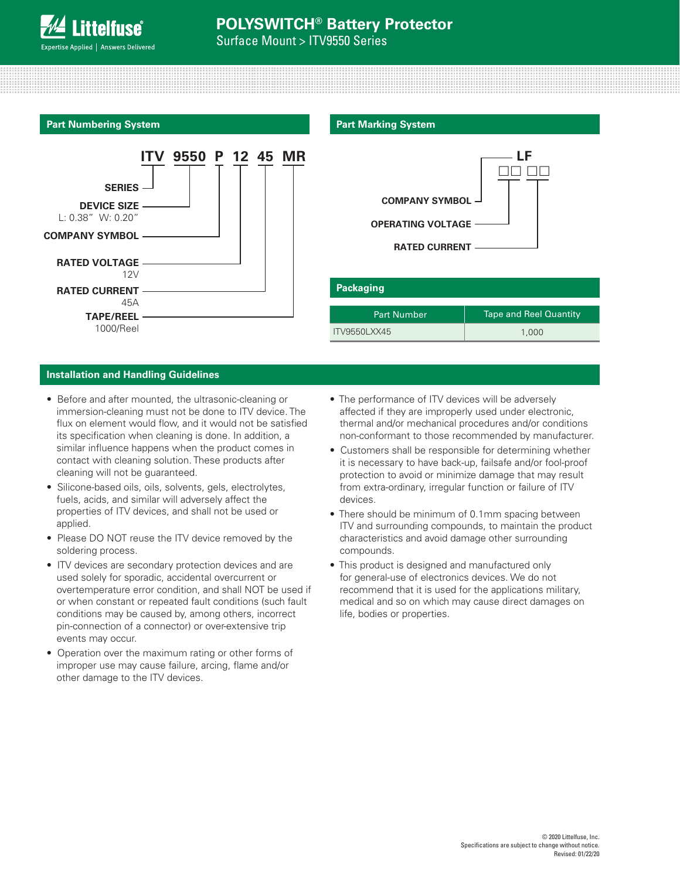## Part Numbering System

**ITV 9550 P 12 45 MR**

- **SERIES** — ITV
- **DEVICE SIZE** — 9550 (L: 0.38″ W: 0.20″)
- **COMPANY SYMBOL** — P
- **RATED VOLTAGE** — 12 (12V)
- **RATED CURRENT** — 45 (45A)
- **TAPE/REEL** — MR (1000/Reel)

## Part Marking System

**LF**
□□ □□

- **COMPANY SYMBOL** — LF
- **OPERATING VOLTAGE** — first □□
- **RATED CURRENT** — second □□

## Packaging

| Part Number | Tape and Reel Quantity |
|---|---|
| ITV9550LXX45 | 1,000 |

## Installation and Handling Guidelines

- Before and after mounted, the ultrasonic-cleaning or immersion-cleaning must not be done to ITV device. The flux on element would flow, and it would not be satisfied its specification when cleaning is done. In addition, a similar influence happens when the product comes in contact with cleaning solution. These products after cleaning will not be guaranteed.
- Silicone-based oils, oils, solvents, gels, electrolytes, fuels, acids, and similar will adversely affect the properties of ITV devices, and shall not be used or applied.
- Please DO NOT reuse the ITV device removed by the soldering process.
- ITV devices are secondary protection devices and are used solely for sporadic, accidental overcurrent or overtemperature error condition, and shall NOT be used if or when constant or repeated fault conditions (such fault conditions may be caused by, among others, incorrect pin-connection of a connector) or over-extensive trip events may occur.
- Operation over the maximum rating or other forms of improper use may cause failure, arcing, flame and/or other damage to the ITV devices.
- The performance of ITV devices will be adversely affected if they are improperly used under electronic, thermal and/or mechanical procedures and/or conditions non-conformant to those recommended by manufacturer.
- Customers shall be responsible for determining whether it is necessary to have back-up, failsafe and/or fool-proof protection to avoid or minimize damage that may result from extra-ordinary, irregular function or failure of ITV devices.
- There should be minimum of 0.1mm spacing between ITV and surrounding compounds, to maintain the product characteristics and avoid damage other surrounding compounds.
- This product is designed and manufactured only for general-use of electronics devices. We do not recommend that it is used for the applications military, medical and so on which may cause direct damages on life, bodies or properties.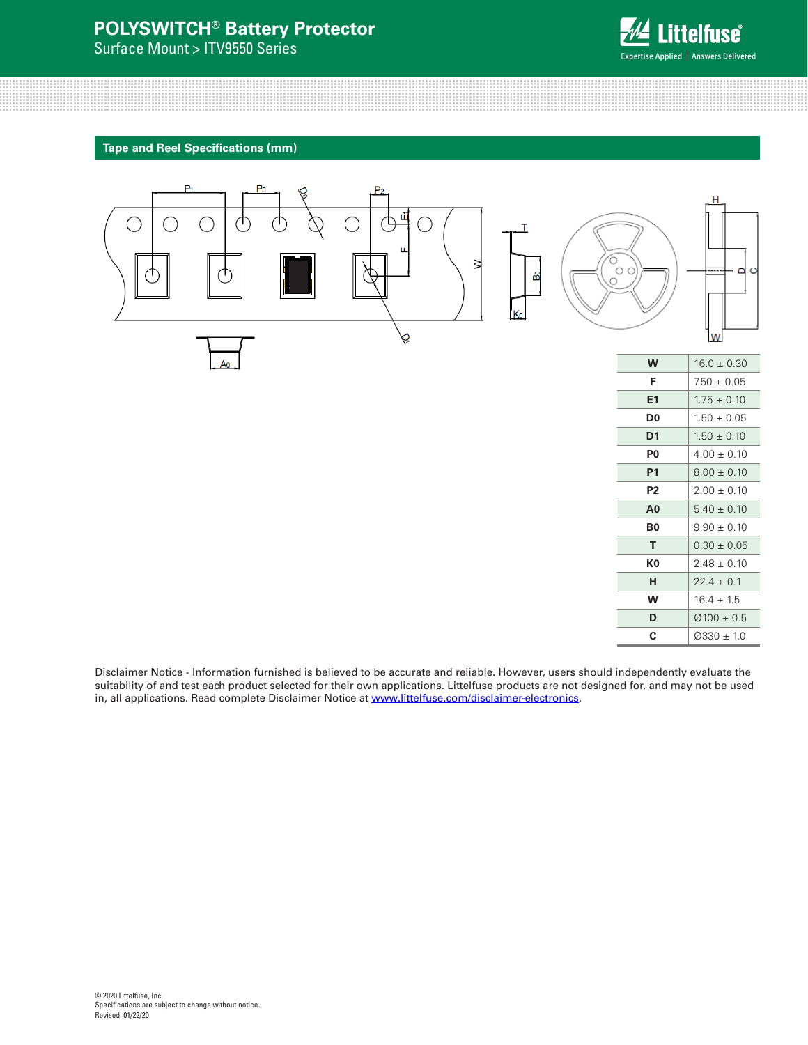## Tape and Reel Specifications (mm)

P1
P0
D0
P2
E1
F
W
T
B0
K0
D1
A0
H
D
C
W

| | |
|---|---|
| **W** | 16.0 ± 0.30 |
| **F** | 7.50 ± 0.05 |
| **E1** | 1.75 ± 0.10 |
| **D0** | 1.50 ± 0.05 |
| **D1** | 1.50 ± 0.10 |
| **P0** | 4.00 ± 0.10 |
| **P1** | 8.00 ± 0.10 |
| **P2** | 2.00 ± 0.10 |
| **A0** | 5.40 ± 0.10 |
| **B0** | 9.90 ± 0.10 |
| **T** | 0.30 ± 0.05 |
| **K0** | 2.48 ± 0.10 |
| **H** | 22.4 ± 0.1 |
| **W** | 16.4 ± 1.5 |
| **D** | Ø100 ± 0.5 |
| **C** | Ø330 ± 1.0 |

Disclaimer Notice - Information furnished is believed to be accurate and reliable. However, users should independently evaluate the suitability of and test each product selected for their own applications. Littelfuse products are not designed for, and may not be used in, all applications. Read complete Disclaimer Notice at www.littelfuse.com/disclaimer-electronics.

© 2020 Littelfuse, Inc.
Specifications are subject to change without notice.
Revised: 01/22/20